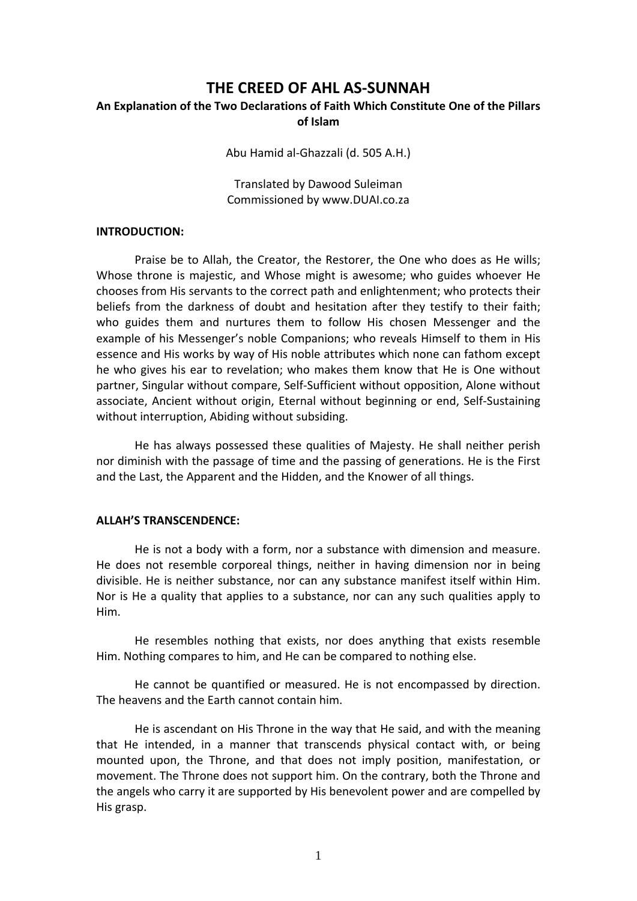# THE CREED OF AHL AS-SUNNAH

**An Explanation of the Two Declarations of Faith Which Constitute One of the Pillars of Islam**

Abu Hamid al-Ghazzali (d. 505 A.H.)

Translated by Dawood Suleiman
Commissioned by www.DUAI.co.za

## INTRODUCTION:

Praise be to Allah, the Creator, the Restorer, the One who does as He wills; Whose throne is majestic, and Whose might is awesome; who guides whoever He chooses from His servants to the correct path and enlightenment; who protects their beliefs from the darkness of doubt and hesitation after they testify to their faith; who guides them and nurtures them to follow His chosen Messenger and the example of his Messenger's noble Companions; who reveals Himself to them in His essence and His works by way of His noble attributes which none can fathom except he who gives his ear to revelation; who makes them know that He is One without partner, Singular without compare, Self-Sufficient without opposition, Alone without associate, Ancient without origin, Eternal without beginning or end, Self-Sustaining without interruption, Abiding without subsiding.

He has always possessed these qualities of Majesty. He shall neither perish nor diminish with the passage of time and the passing of generations. He is the First and the Last, the Apparent and the Hidden, and the Knower of all things.

## ALLAH'S TRANSCENDENCE:

He is not a body with a form, nor a substance with dimension and measure. He does not resemble corporeal things, neither in having dimension nor in being divisible. He is neither substance, nor can any substance manifest itself within Him. Nor is He a quality that applies to a substance, nor can any such qualities apply to Him.

He resembles nothing that exists, nor does anything that exists resemble Him. Nothing compares to him, and He can be compared to nothing else.

He cannot be quantified or measured. He is not encompassed by direction. The heavens and the Earth cannot contain him.

He is ascendant on His Throne in the way that He said, and with the meaning that He intended, in a manner that transcends physical contact with, or being mounted upon, the Throne, and that does not imply position, manifestation, or movement. The Throne does not support him. On the contrary, both the Throne and the angels who carry it are supported by His benevolent power and are compelled by His grasp.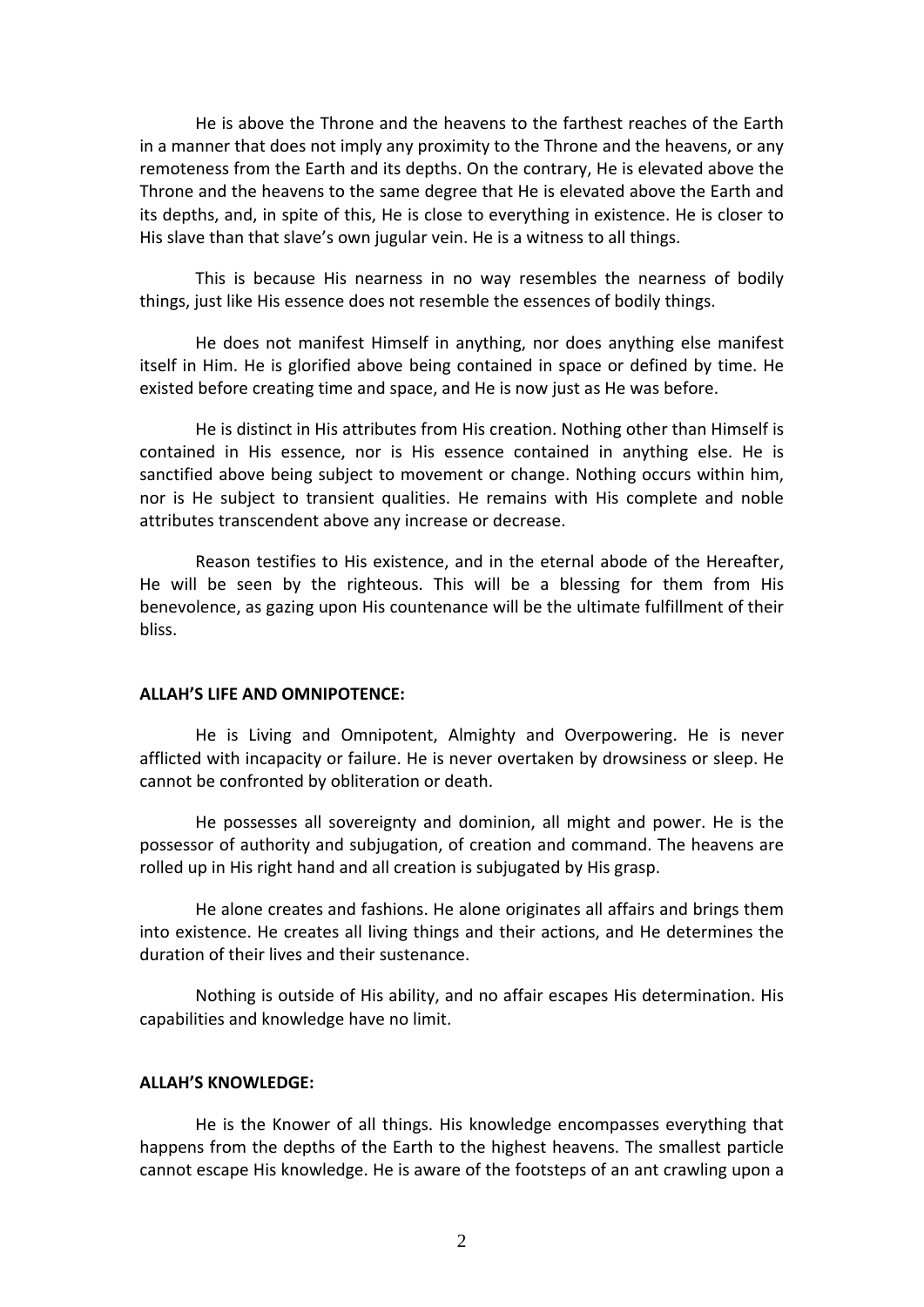He is above the Throne and the heavens to the farthest reaches of the Earth in a manner that does not imply any proximity to the Throne and the heavens, or any remoteness from the Earth and its depths. On the contrary, He is elevated above the Throne and the heavens to the same degree that He is elevated above the Earth and its depths, and, in spite of this, He is close to everything in existence. He is closer to His slave than that slave's own jugular vein. He is a witness to all things.

This is because His nearness in no way resembles the nearness of bodily things, just like His essence does not resemble the essences of bodily things.

He does not manifest Himself in anything, nor does anything else manifest itself in Him. He is glorified above being contained in space or defined by time. He existed before creating time and space, and He is now just as He was before.

He is distinct in His attributes from His creation. Nothing other than Himself is contained in His essence, nor is His essence contained in anything else. He is sanctified above being subject to movement or change. Nothing occurs within him, nor is He subject to transient qualities. He remains with His complete and noble attributes transcendent above any increase or decrease.

Reason testifies to His existence, and in the eternal abode of the Hereafter, He will be seen by the righteous. This will be a blessing for them from His benevolence, as gazing upon His countenance will be the ultimate fulfillment of their bliss.

**ALLAH'S LIFE AND OMNIPOTENCE:**

He is Living and Omnipotent, Almighty and Overpowering. He is never afflicted with incapacity or failure. He is never overtaken by drowsiness or sleep. He cannot be confronted by obliteration or death.

He possesses all sovereignty and dominion, all might and power. He is the possessor of authority and subjugation, of creation and command. The heavens are rolled up in His right hand and all creation is subjugated by His grasp.

He alone creates and fashions. He alone originates all affairs and brings them into existence. He creates all living things and their actions, and He determines the duration of their lives and their sustenance.

Nothing is outside of His ability, and no affair escapes His determination. His capabilities and knowledge have no limit.

**ALLAH'S KNOWLEDGE:**

He is the Knower of all things. His knowledge encompasses everything that happens from the depths of the Earth to the highest heavens. The smallest particle cannot escape His knowledge. He is aware of the footsteps of an ant crawling upon a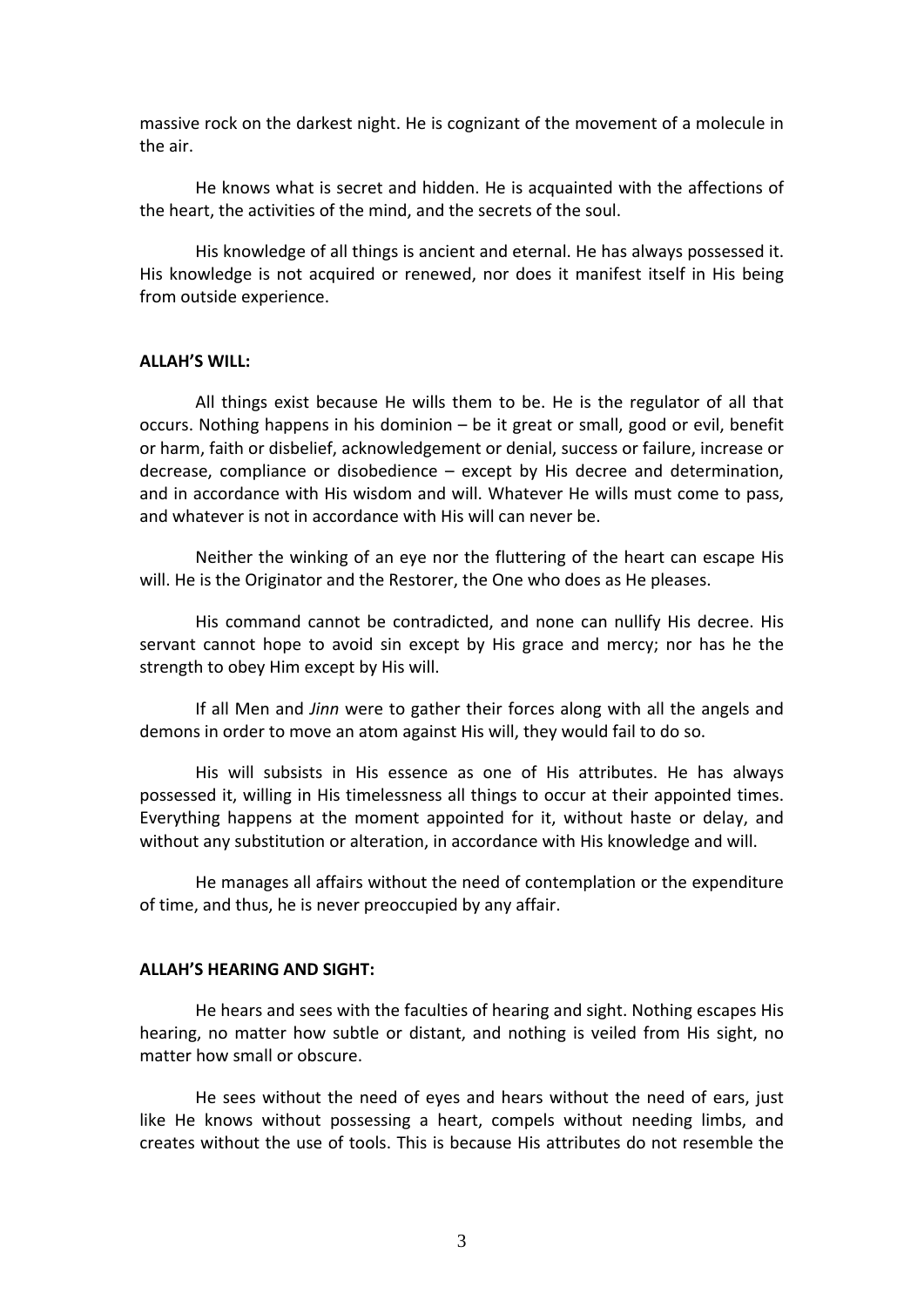massive rock on the darkest night. He is cognizant of the movement of a molecule in the air.

He knows what is secret and hidden. He is acquainted with the affections of the heart, the activities of the mind, and the secrets of the soul.

His knowledge of all things is ancient and eternal. He has always possessed it. His knowledge is not acquired or renewed, nor does it manifest itself in His being from outside experience.

**ALLAH'S WILL:**

All things exist because He wills them to be. He is the regulator of all that occurs. Nothing happens in his dominion – be it great or small, good or evil, benefit or harm, faith or disbelief, acknowledgement or denial, success or failure, increase or decrease, compliance or disobedience – except by His decree and determination, and in accordance with His wisdom and will. Whatever He wills must come to pass, and whatever is not in accordance with His will can never be.

Neither the winking of an eye nor the fluttering of the heart can escape His will. He is the Originator and the Restorer, the One who does as He pleases.

His command cannot be contradicted, and none can nullify His decree. His servant cannot hope to avoid sin except by His grace and mercy; nor has he the strength to obey Him except by His will.

If all Men and *Jinn* were to gather their forces along with all the angels and demons in order to move an atom against His will, they would fail to do so.

His will subsists in His essence as one of His attributes. He has always possessed it, willing in His timelessness all things to occur at their appointed times. Everything happens at the moment appointed for it, without haste or delay, and without any substitution or alteration, in accordance with His knowledge and will.

He manages all affairs without the need of contemplation or the expenditure of time, and thus, he is never preoccupied by any affair.

**ALLAH'S HEARING AND SIGHT:**

He hears and sees with the faculties of hearing and sight. Nothing escapes His hearing, no matter how subtle or distant, and nothing is veiled from His sight, no matter how small or obscure.

He sees without the need of eyes and hears without the need of ears, just like He knows without possessing a heart, compels without needing limbs, and creates without the use of tools. This is because His attributes do not resemble the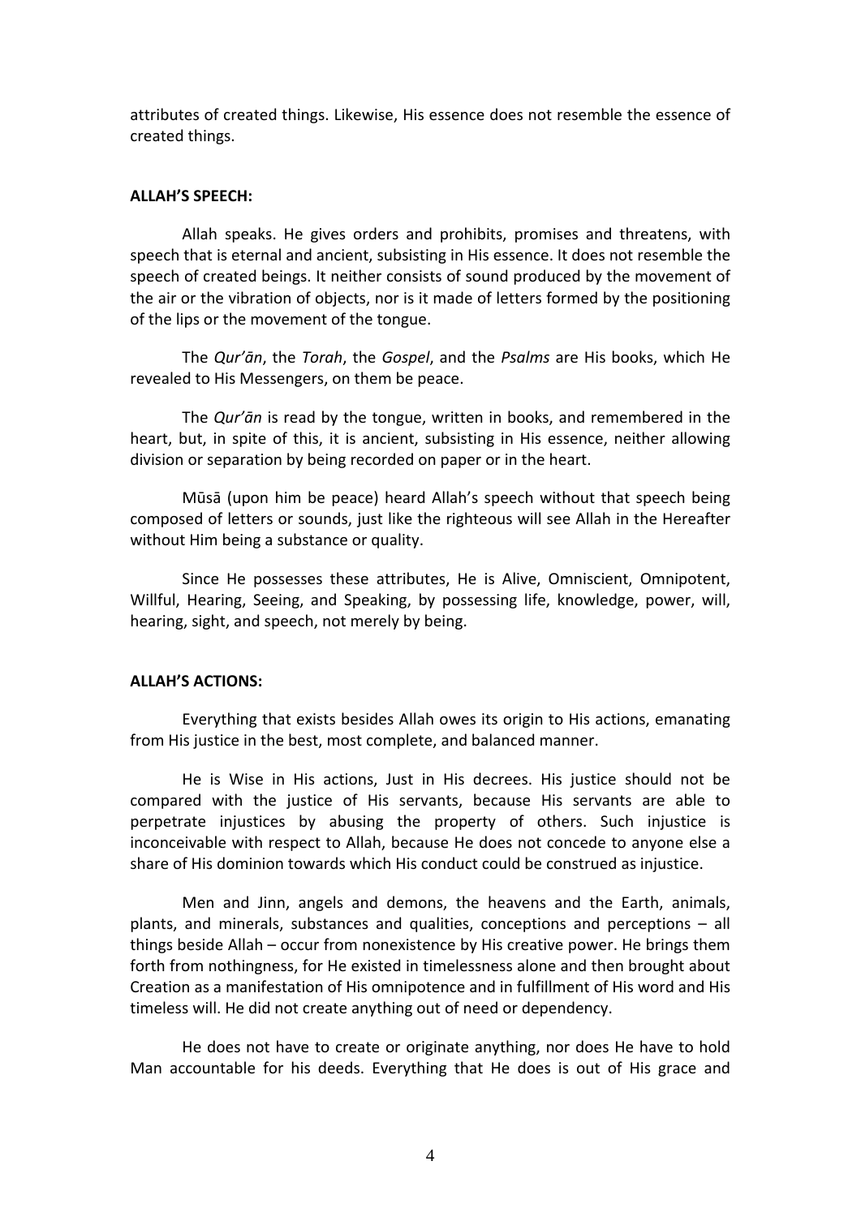attributes of created things. Likewise, His essence does not resemble the essence of created things.

**ALLAH'S SPEECH:**

Allah speaks. He gives orders and prohibits, promises and threatens, with speech that is eternal and ancient, subsisting in His essence. It does not resemble the speech of created beings. It neither consists of sound produced by the movement of the air or the vibration of objects, nor is it made of letters formed by the positioning of the lips or the movement of the tongue.

The *Qur'ān*, the *Torah*, the *Gospel*, and the *Psalms* are His books, which He revealed to His Messengers, on them be peace.

The *Qur'ān* is read by the tongue, written in books, and remembered in the heart, but, in spite of this, it is ancient, subsisting in His essence, neither allowing division or separation by being recorded on paper or in the heart.

Mūsā (upon him be peace) heard Allah's speech without that speech being composed of letters or sounds, just like the righteous will see Allah in the Hereafter without Him being a substance or quality.

Since He possesses these attributes, He is Alive, Omniscient, Omnipotent, Willful, Hearing, Seeing, and Speaking, by possessing life, knowledge, power, will, hearing, sight, and speech, not merely by being.

**ALLAH'S ACTIONS:**

Everything that exists besides Allah owes its origin to His actions, emanating from His justice in the best, most complete, and balanced manner.

He is Wise in His actions, Just in His decrees. His justice should not be compared with the justice of His servants, because His servants are able to perpetrate injustices by abusing the property of others. Such injustice is inconceivable with respect to Allah, because He does not concede to anyone else a share of His dominion towards which His conduct could be construed as injustice.

Men and Jinn, angels and demons, the heavens and the Earth, animals, plants, and minerals, substances and qualities, conceptions and perceptions – all things beside Allah – occur from nonexistence by His creative power. He brings them forth from nothingness, for He existed in timelessness alone and then brought about Creation as a manifestation of His omnipotence and in fulfillment of His word and His timeless will. He did not create anything out of need or dependency.

He does not have to create or originate anything, nor does He have to hold Man accountable for his deeds. Everything that He does is out of His grace and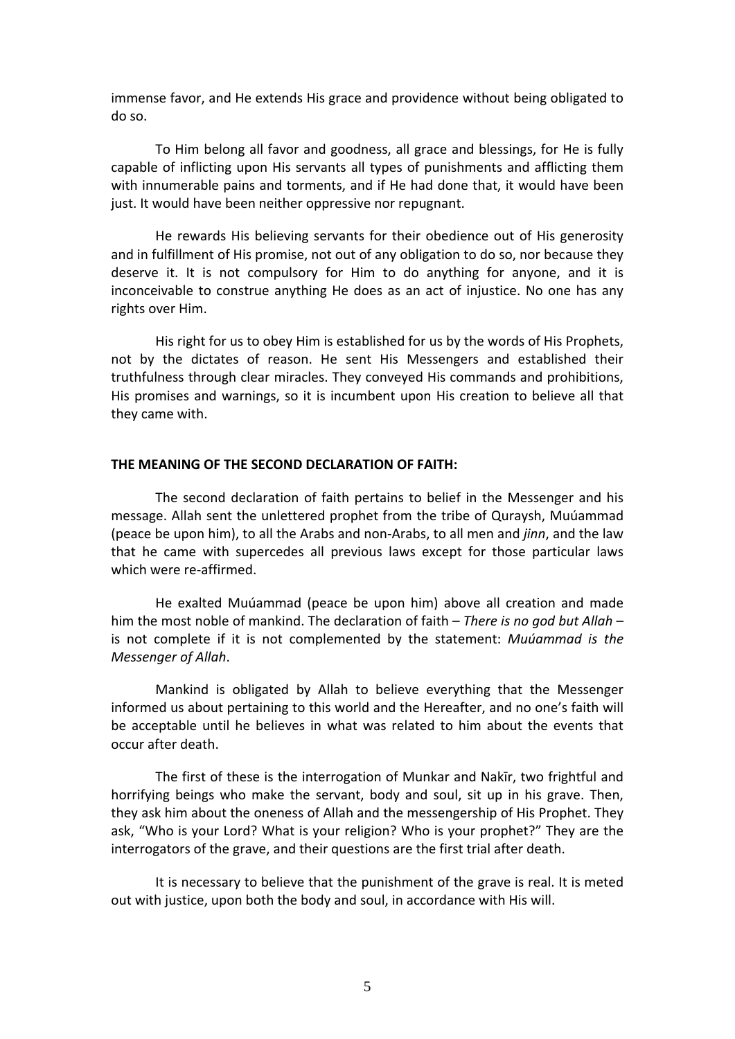immense favor, and He extends His grace and providence without being obligated to do so.

To Him belong all favor and goodness, all grace and blessings, for He is fully capable of inflicting upon His servants all types of punishments and afflicting them with innumerable pains and torments, and if He had done that, it would have been just. It would have been neither oppressive nor repugnant.

He rewards His believing servants for their obedience out of His generosity and in fulfillment of His promise, not out of any obligation to do so, nor because they deserve it. It is not compulsory for Him to do anything for anyone, and it is inconceivable to construe anything He does as an act of injustice. No one has any rights over Him.

His right for us to obey Him is established for us by the words of His Prophets, not by the dictates of reason. He sent His Messengers and established their truthfulness through clear miracles. They conveyed His commands and prohibitions, His promises and warnings, so it is incumbent upon His creation to believe all that they came with.

**THE MEANING OF THE SECOND DECLARATION OF FAITH:**

The second declaration of faith pertains to belief in the Messenger and his message. Allah sent the unlettered prophet from the tribe of Quraysh, Muúammad (peace be upon him), to all the Arabs and non-Arabs, to all men and *jinn*, and the law that he came with supercedes all previous laws except for those particular laws which were re-affirmed.

He exalted Muúammad (peace be upon him) above all creation and made him the most noble of mankind. The declaration of faith – *There is no god but Allah* – is not complete if it is not complemented by the statement: *Muúammad is the Messenger of Allah*.

Mankind is obligated by Allah to believe everything that the Messenger informed us about pertaining to this world and the Hereafter, and no one's faith will be acceptable until he believes in what was related to him about the events that occur after death.

The first of these is the interrogation of Munkar and Nakīr, two frightful and horrifying beings who make the servant, body and soul, sit up in his grave. Then, they ask him about the oneness of Allah and the messengership of His Prophet. They ask, "Who is your Lord? What is your religion? Who is your prophet?" They are the interrogators of the grave, and their questions are the first trial after death.

It is necessary to believe that the punishment of the grave is real. It is meted out with justice, upon both the body and soul, in accordance with His will.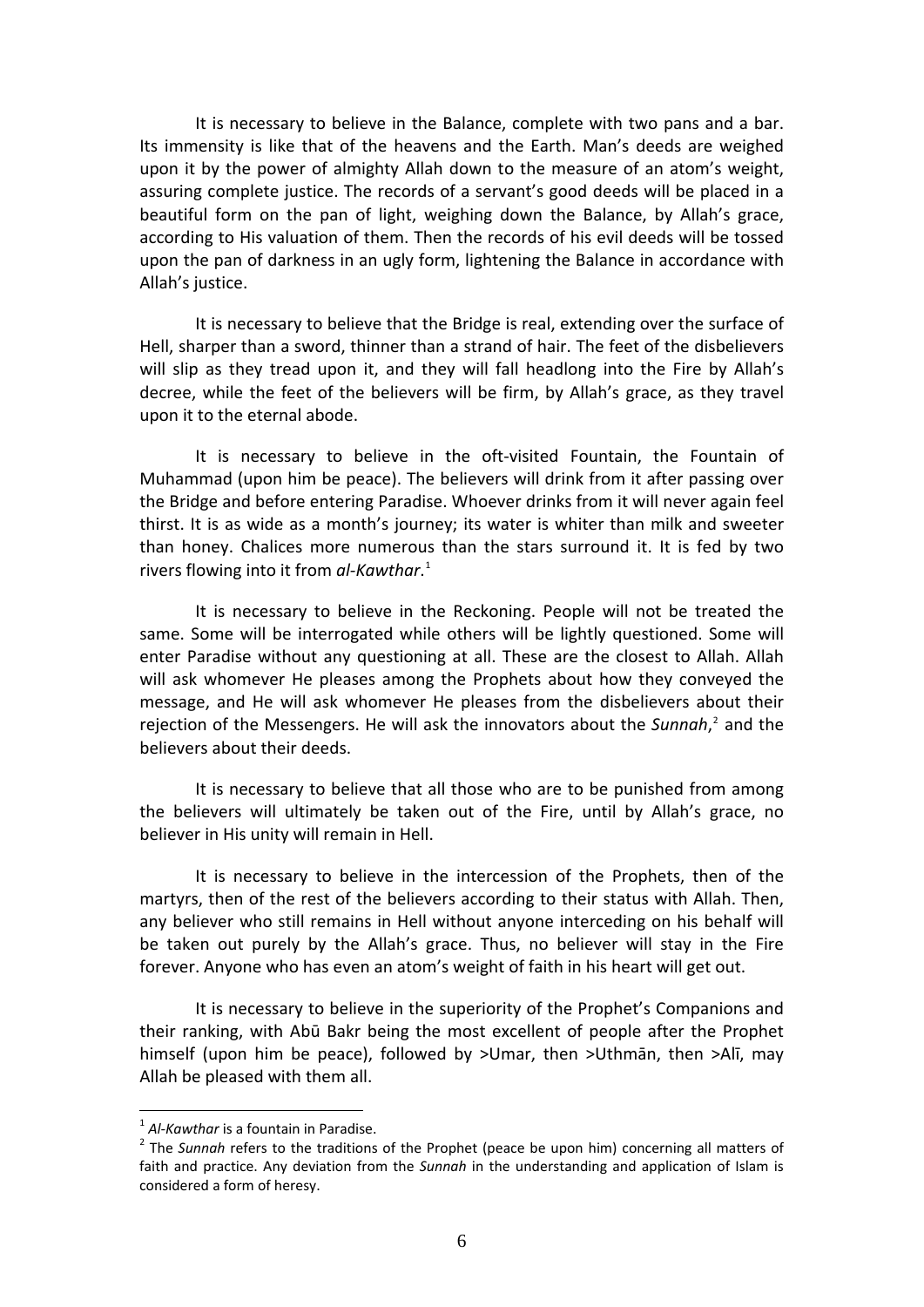It is necessary to believe in the Balance, complete with two pans and a bar. Its immensity is like that of the heavens and the Earth. Man's deeds are weighed upon it by the power of almighty Allah down to the measure of an atom's weight, assuring complete justice. The records of a servant's good deeds will be placed in a beautiful form on the pan of light, weighing down the Balance, by Allah's grace, according to His valuation of them. Then the records of his evil deeds will be tossed upon the pan of darkness in an ugly form, lightening the Balance in accordance with Allah's justice.

It is necessary to believe that the Bridge is real, extending over the surface of Hell, sharper than a sword, thinner than a strand of hair. The feet of the disbelievers will slip as they tread upon it, and they will fall headlong into the Fire by Allah's decree, while the feet of the believers will be firm, by Allah's grace, as they travel upon it to the eternal abode.

It is necessary to believe in the oft-visited Fountain, the Fountain of Muhammad (upon him be peace). The believers will drink from it after passing over the Bridge and before entering Paradise. Whoever drinks from it will never again feel thirst. It is as wide as a month's journey; its water is whiter than milk and sweeter than honey. Chalices more numerous than the stars surround it. It is fed by two rivers flowing into it from *al-Kawthar*.[1]

It is necessary to believe in the Reckoning. People will not be treated the same. Some will be interrogated while others will be lightly questioned. Some will enter Paradise without any questioning at all. These are the closest to Allah. Allah will ask whomever He pleases among the Prophets about how they conveyed the message, and He will ask whomever He pleases from the disbelievers about their rejection of the Messengers. He will ask the innovators about the *Sunnah*,[2] and the believers about their deeds.

It is necessary to believe that all those who are to be punished from among the believers will ultimately be taken out of the Fire, until by Allah's grace, no believer in His unity will remain in Hell.

It is necessary to believe in the intercession of the Prophets, then of the martyrs, then of the rest of the believers according to their status with Allah. Then, any believer who still remains in Hell without anyone interceding on his behalf will be taken out purely by the Allah's grace. Thus, no believer will stay in the Fire forever. Anyone who has even an atom's weight of faith in his heart will get out.

It is necessary to believe in the superiority of the Prophet's Companions and their ranking, with Abū Bakr being the most excellent of people after the Prophet himself (upon him be peace), followed by >Umar, then >Uthmān, then >Alī, may Allah be pleased with them all.

---

[1] *Al-Kawthar* is a fountain in Paradise.

[2] The *Sunnah* refers to the traditions of the Prophet (peace be upon him) concerning all matters of faith and practice. Any deviation from the *Sunnah* in the understanding and application of Islam is considered a form of heresy.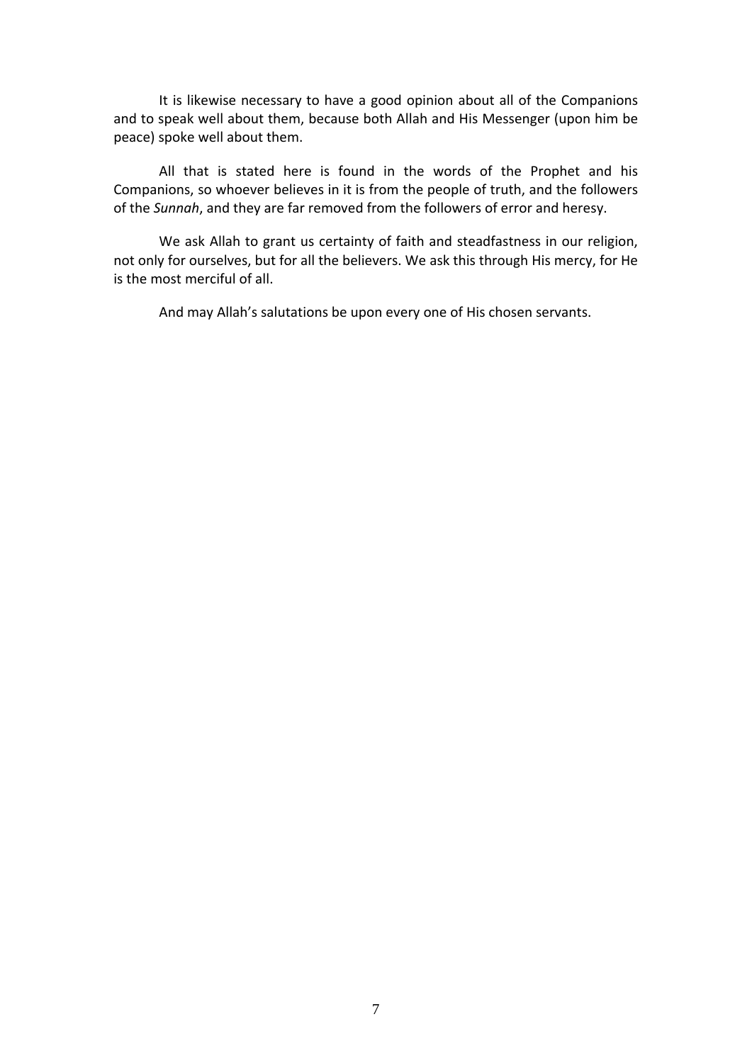It is likewise necessary to have a good opinion about all of the Companions and to speak well about them, because both Allah and His Messenger (upon him be peace) spoke well about them.

All that is stated here is found in the words of the Prophet and his Companions, so whoever believes in it is from the people of truth, and the followers of the *Sunnah*, and they are far removed from the followers of error and heresy.

We ask Allah to grant us certainty of faith and steadfastness in our religion, not only for ourselves, but for all the believers. We ask this through His mercy, for He is the most merciful of all.

And may Allah's salutations be upon every one of His chosen servants.